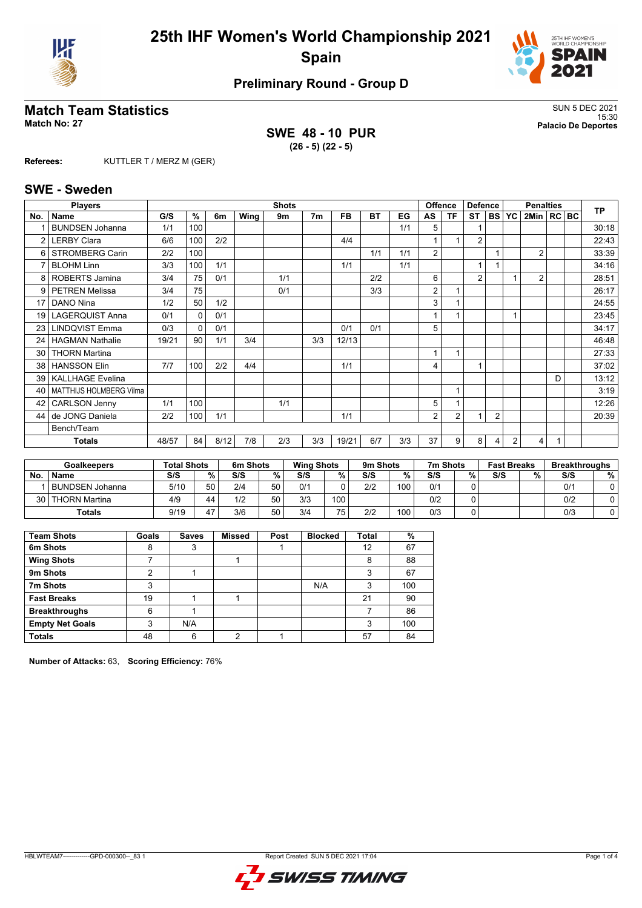# 25th IHF Women's World Championship 2021
## Spain

### Preliminary Round - Group D

## Match Team Statistics

**Match No: 27**

SUN 5 DEC 2021
15:30
**Palacio De Deportes**

**SWE 48 - 10 PUR**
**(26 - 5) (22 - 5)**

**Referees:** KUTTLER T / MERZ M (GER)

## SWE - Sweden

| Players | | Shots | | | | | | | | | Offence | | Defence | | Penalties | | | | TP |
|---|---|---|---|---|---|---|---|---|---|---|---|---|---|---|---|---|---|---|---|
| No. | Name | G/S | % | 6m | Wing | 9m | 7m | FB | BT | EG | AS | TF | ST | BS | YC | 2Min | RC | BC | |
| 1 | BUNDSEN Johanna | 1/1 | 100 | | | | | | | 1/1 | 5 | | 1 | | | | | | 30:18 |
| 2 | LERBY Clara | 6/6 | 100 | 2/2 | | | | 4/4 | | | 1 | 1 | 2 | | | | | | 22:43 |
| 6 | STROMBERG Carin | 2/2 | 100 | | | | | | 1/1 | 1/1 | 2 | | | 1 | | 2 | | | 33:39 |
| 7 | BLOHM Linn | 3/3 | 100 | 1/1 | | | | 1/1 | | 1/1 | | | 1 | 1 | | | | | 34:16 |
| 8 | ROBERTS Jamina | 3/4 | 75 | 0/1 | | 1/1 | | | 2/2 | | 6 | | 2 | | 1 | 2 | | | 28:51 |
| 9 | PETREN Melissa | 3/4 | 75 | | | 0/1 | | | 3/3 | | 2 | 1 | | | | | | | 26:17 |
| 17 | DANO Nina | 1/2 | 50 | 1/2 | | | | | | | 3 | 1 | | | | | | | 24:55 |
| 19 | LAGERQUIST Anna | 0/1 | 0 | 0/1 | | | | | | | 1 | 1 | | | 1 | | | | 23:45 |
| 23 | LINDQVIST Emma | 0/3 | 0 | 0/1 | | | | 0/1 | 0/1 | | 5 | | | | | | | | 34:17 |
| 24 | HAGMAN Nathalie | 19/21 | 90 | 1/1 | 3/4 | | 3/3 | 12/13 | | | | | | | | | | | 46:48 |
| 30 | THORN Martina | | | | | | | | | | 1 | 1 | | | | | | | 27:33 |
| 38 | HANSSON Elin | 7/7 | 100 | 2/2 | 4/4 | | | 1/1 | | | 4 | | 1 | | | | | | 37:02 |
| 39 | KALLHAGE Evelina | | | | | | | | | | | | | | | | D | | 13:12 |
| 40 | MATTHIJS HOLMBERG Vilma | | | | | | | | | | | 1 | | | | | | | 3:19 |
| 42 | CARLSON Jenny | 1/1 | 100 | | | 1/1 | | | | | 5 | 1 | | | | | | | 12:26 |
| 44 | de JONG Daniela | 2/2 | 100 | 1/1 | | | | 1/1 | | | 2 | 2 | 1 | 2 | | | | | 20:39 |
| | Bench/Team | | | | | | | | | | | | | | | | | | |
| | **Totals** | 48/57 | 84 | 8/12 | 7/8 | 2/3 | 3/3 | 19/21 | 6/7 | 3/3 | 37 | 9 | 8 | 4 | 2 | 4 | 1 | | |

| Goalkeepers | | Total Shots | | 6m Shots | | Wing Shots | | 9m Shots | | 7m Shots | | Fast Breaks | | Breakthroughs | |
|---|---|---|---|---|---|---|---|---|---|---|---|---|---|---|---|
| No. | Name | S/S | % | S/S | % | S/S | % | S/S | % | S/S | % | S/S | % | S/S | % |
| 1 | BUNDSEN Johanna | 5/10 | 50 | 2/4 | 50 | 0/1 | 0 | 2/2 | 100 | 0/1 | 0 | | | 0/1 | 0 |
| 30 | THORN Martina | 4/9 | 44 | 1/2 | 50 | 3/3 | 100 | | | 0/2 | 0 | | | 0/2 | 0 |
| | **Totals** | 9/19 | 47 | 3/6 | 50 | 3/4 | 75 | 2/2 | 100 | 0/3 | 0 | | | 0/3 | 0 |

| Team Shots | Goals | Saves | Missed | Post | Blocked | Total | % |
|---|---|---|---|---|---|---|---|
| **6m Shots** | 8 | 3 | | 1 | | 12 | 67 |
| **Wing Shots** | 7 | | 1 | | | 8 | 88 |
| **9m Shots** | 2 | 1 | | | | 3 | 67 |
| **7m Shots** | 3 | | | | N/A | 3 | 100 |
| **Fast Breaks** | 19 | 1 | 1 | | | 21 | 90 |
| **Breakthroughs** | 6 | 1 | | | | 7 | 86 |
| **Empty Net Goals** | 3 | N/A | | | | 3 | 100 |
| **Totals** | 48 | 6 | 2 | 1 | | 57 | 84 |

**Number of Attacks:** 63, **Scoring Efficiency:** 76%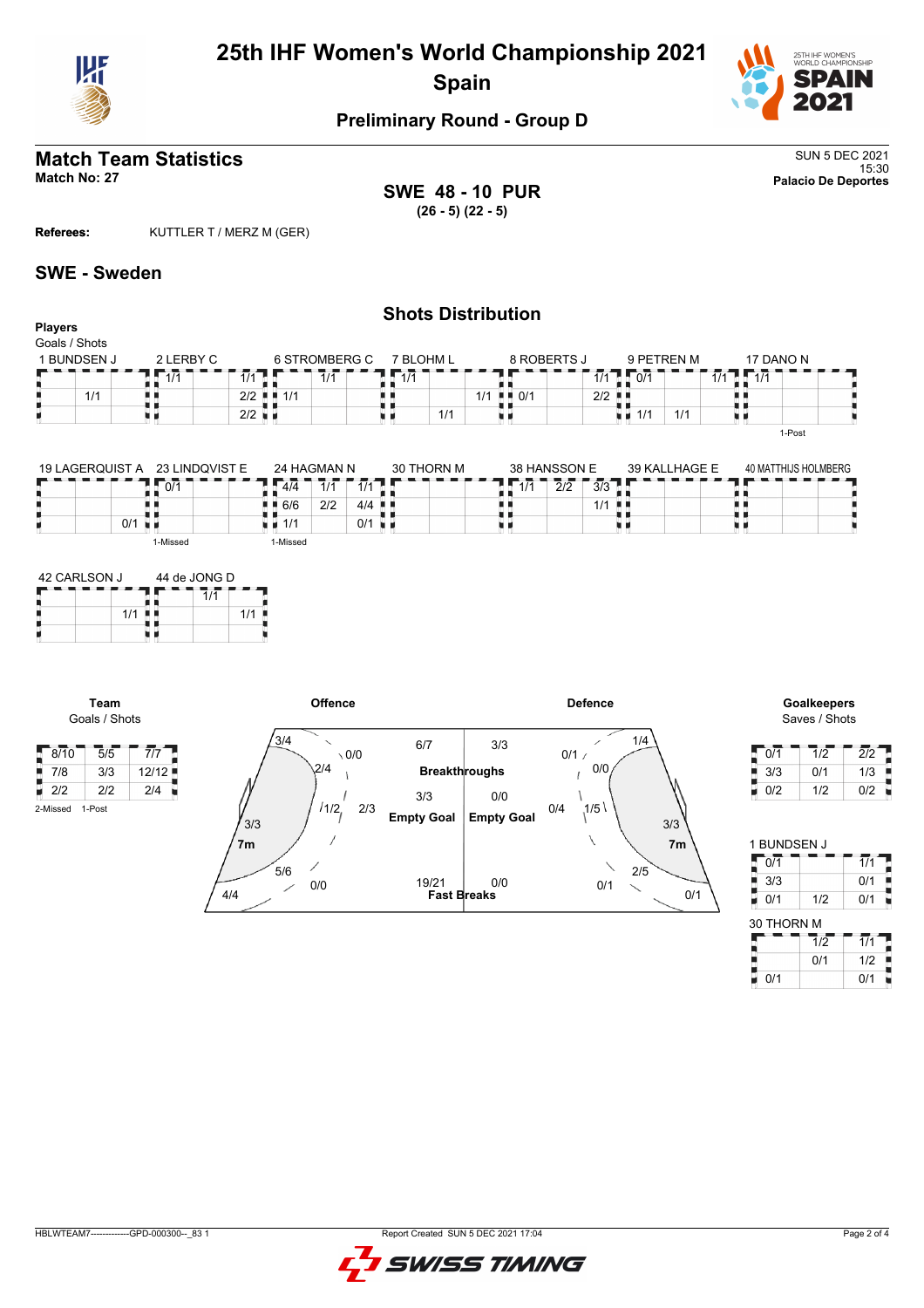# 25th IHF Women's World Championship 2021
## Spain

### Preliminary Round - Group D

## Match Team Statistics

**Match No: 27**

SUN 5 DEC 2021
15:30
**Palacio De Deportes**

**SWE 48 - 10 PUR**
**(26 - 5) (22 - 5)**

**Referees:** KUTTLER T / MERZ M (GER)

## SWE - Sweden

### Shots Distribution

**Players**
Goals / Shots

**1 BUNDSEN J**

| | | |
|---|---|---|
| | | |
| 1/1 | | |
| | | |

**2 LERBY C**

| | | |
|---|---|---|
| 1/1 | | 1/1 |
| | | 2/2 |
| | | 2/2 |

**6 STROMBERG C**

| | | |
|---|---|---|
| | 1/1 | |
| 1/1 | | |
| | | |

**7 BLOHM L**

| | | |
|---|---|---|
| 1/1 | | |
| | | 1/1 |
| | 1/1 | |

**8 ROBERTS J**

| | | |
|---|---|---|
| | | 1/1 |
| 0/1 | | 2/2 |
| | | |

**9 PETREN M**

| | | |
|---|---|---|
| 0/1 | | 1/1 |
| | | |
| 1/1 | 1/1 | |

**17 DANO N**

| | | |
|---|---|---|
| 1/1 | | |
| | | |
| | | |

1-Post

**19 LAGERQUIST A**

| | | |
|---|---|---|
| | | |
| | | |
| | 0/1 | |

**23 LINDQVIST E**

| | | |
|---|---|---|
| 0/1 | | |
| | | |
| | | |

1-Missed

**24 HAGMAN N**

| | | |
|---|---|---|
| 4/4 | 1/1 | 1/1 |
| 6/6 | 2/2 | 4/4 |
| 1/1 | | 0/1 |

1-Missed

**30 THORN M**

| | | |
|---|---|---|
| | | |
| | | |
| | | |

**38 HANSSON E**

| | | |
|---|---|---|
| 1/1 | 2/2 | 3/3 |
| | | 1/1 |
| | | |

**39 KALLHAGE E**

| | | |
|---|---|---|
| | | |
| | | |
| | | |

**40 MATTHIJS HOLMBERG**

| | | |
|---|---|---|
| | | |
| | | |
| | | |

**42 CARLSON J**

| | | |
|---|---|---|
| | | |
| | 1/1 | |
| | | |

**44 de JONG D**

| | | |
|---|---|---|
| | 1/1 | |
| | | 1/1 |
| | | |

**Team**
Goals / Shots

| | | |
|---|---|---|
| 8/10 | 5/5 | 7/7 |
| 7/8 | 3/3 | 12/12 |
| 2/2 | 2/2 | 2/4 |

2-Missed 1-Post

**Offence**

| Zone | Goals/Shots |
|---|---|
| Left wing | 3/4 |
| Left 9m | 0/0 |
| Left back 6m | 2/4 |
| Centre 6m | 1/2 |
| Centre 9m | 2/3 |
| Left 6m | 3/3 |
| 7m | 5/6 |
| Left 9m bottom | 0/0 |
| Left corner | 4/4 |

| | Offence | Defence |
|---|---|---|
| Breakthroughs | 6/7 | 3/3 |
| Empty Goal | 3/3 | 0/0 |
| Fast Breaks | 19/21 | 0/0 |

**Defence**

| Zone | Goals/Shots |
|---|---|
| Right wing | 1/4 |
| Right 9m | 0/1 |
| Right back 6m | 0/0 |
| Centre 6m | 1/5 |
| Centre 9m | 0/4 |
| Right 6m | 3/3 |
| 7m | 2/5 |
| Right 9m bottom | 0/1 |
| Right corner | 0/1 |

**Goalkeepers**
Saves / Shots

| | | |
|---|---|---|
| 0/1 | 1/2 | 2/2 |
| 3/3 | 0/1 | 1/3 |
| 0/2 | 1/2 | 0/2 |

**1 BUNDSEN J**

| | | |
|---|---|---|
| 0/1 | | 1/1 |
| 3/3 | | 0/1 |
| 0/1 | 1/2 | 0/1 |

**30 THORN M**

| | | |
|---|---|---|
| | 1/2 | 1/1 |
| | 0/1 | 1/2 |
| 0/1 | | 0/1 |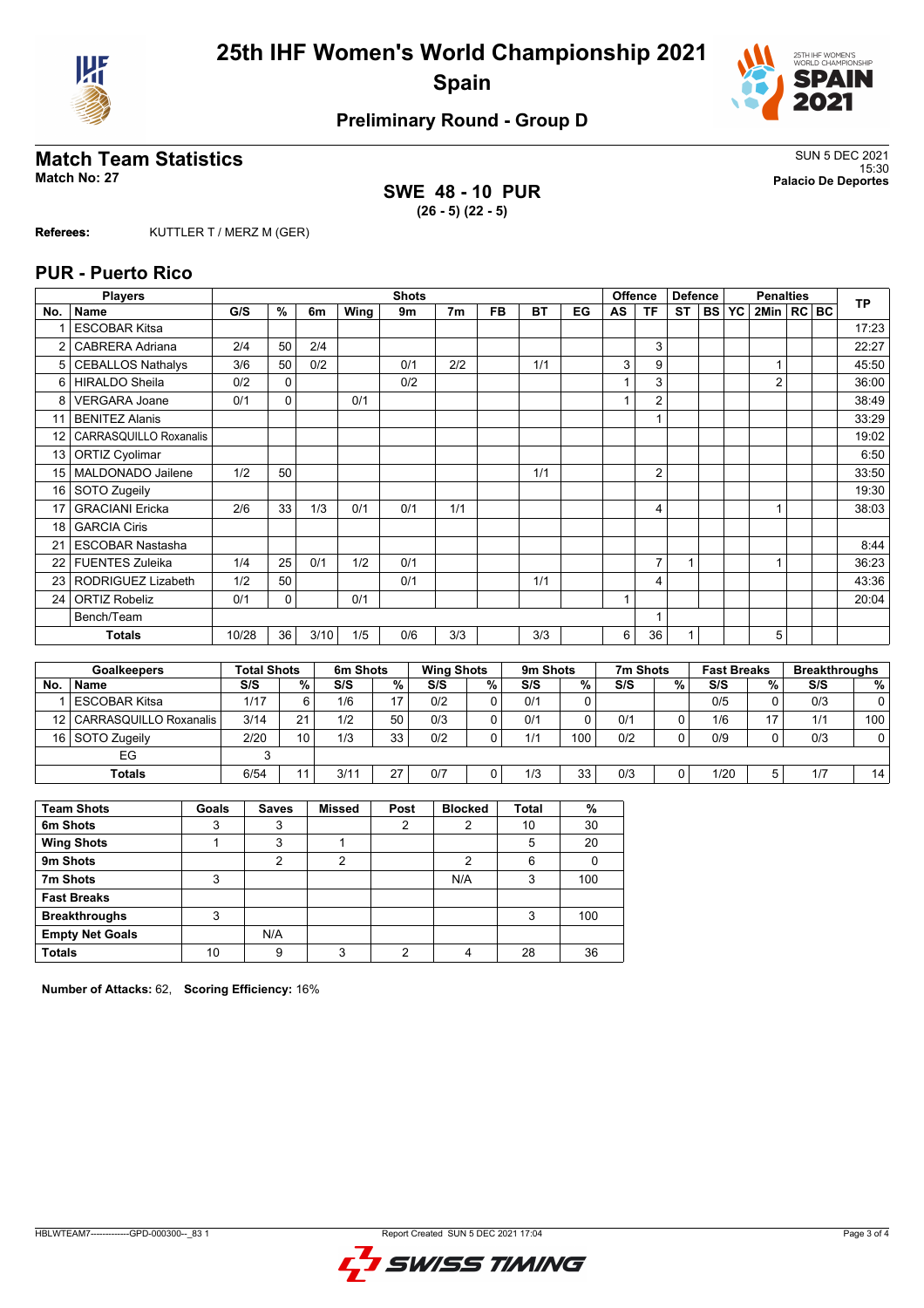# 25th IHF Women's World Championship 2021
## Spain

### Preliminary Round - Group D

## Match Team Statistics

**Match No: 27**

SUN 5 DEC 2021
15:30
**Palacio De Deportes**

**SWE 48 - 10 PUR**
**(26 - 5) (22 - 5)**

**Referees:** KUTTLER T / MERZ M (GER)

## PUR - Puerto Rico

| No. | Name | G/S | % | 6m | Wing | 9m | 7m | FB | BT | EG | AS | TF | ST | BS | YC | 2Min | RC | BC | TP |
|---|---|---|---|---|---|---|---|---|---|---|---|---|---|---|---|---|---|---|---|
| 1 | ESCOBAR Kitsa | | | | | | | | | | | | | | | | | | 17:23 |
| 2 | CABRERA Adriana | 2/4 | 50 | 2/4 | | | | | | | | 3 | | | | | | | 22:27 |
| 5 | CEBALLOS Nathalys | 3/6 | 50 | 0/2 | | 0/1 | 2/2 | | 1/1 | | 3 | 9 | | | | 1 | | | 45:50 |
| 6 | HIRALDO Sheila | 0/2 | 0 | | | 0/2 | | | | | 1 | 3 | | | | 2 | | | 36:00 |
| 8 | VERGARA Joane | 0/1 | 0 | | 0/1 | | | | | | 1 | 2 | | | | | | | 38:49 |
| 11 | BENITEZ Alanis | | | | | | | | | | | 1 | | | | | | | 33:29 |
| 12 | CARRASQUILLO Roxanalis | | | | | | | | | | | | | | | | | | 19:02 |
| 13 | ORTIZ Cyolimar | | | | | | | | | | | | | | | | | | 6:50 |
| 15 | MALDONADO Jailene | 1/2 | 50 | | | | | | 1/1 | | | 2 | | | | | | | 33:50 |
| 16 | SOTO Zugeily | | | | | | | | | | | | | | | | | | 19:30 |
| 17 | GRACIANI Ericka | 2/6 | 33 | 1/3 | 0/1 | 0/1 | 1/1 | | | | | 4 | | | | 1 | | | 38:03 |
| 18 | GARCIA Ciris | | | | | | | | | | | | | | | | | | |
| 21 | ESCOBAR Nastasha | | | | | | | | | | | | | | | | | | 8:44 |
| 22 | FUENTES Zuleika | 1/4 | 25 | 0/1 | 1/2 | 0/1 | | | | | | 7 | 1 | | | 1 | | | 36:23 |
| 23 | RODRIGUEZ Lizabeth | 1/2 | 50 | | | 0/1 | | | 1/1 | | | 4 | | | | | | | 43:36 |
| 24 | ORTIZ Robeliz | 0/1 | 0 | | 0/1 | | | | | | 1 | | | | | | | | 20:04 |
| | Bench/Team | | | | | | | | | | | 1 | | | | | | | |
| | **Totals** | 10/28 | 36 | 3/10 | 1/5 | 0/6 | 3/3 | | 3/3 | | 6 | 36 | 1 | | | 5 | | | |

| No. | Goalkeepers | Total Shots S/S | % | 6m Shots S/S | % | Wing Shots S/S | % | 9m Shots S/S | % | 7m Shots S/S | % | Fast Breaks S/S | % | Breakthroughs S/S | % |
|---|---|---|---|---|---|---|---|---|---|---|---|---|---|---|---|
| 1 | ESCOBAR Kitsa | 1/17 | 6 | 1/6 | 17 | 0/2 | 0 | 0/1 | 0 | | | 0/5 | 0 | 0/3 | 0 |
| 12 | CARRASQUILLO Roxanalis | 3/14 | 21 | 1/2 | 50 | 0/3 | 0 | 0/1 | 0 | 0/1 | 0 | 1/6 | 17 | 1/1 | 100 |
| 16 | SOTO Zugeily | 2/20 | 10 | 1/3 | 33 | 0/2 | 0 | 1/1 | 100 | 0/2 | 0 | 0/9 | 0 | 0/3 | 0 |
| | EG | 3 | | | | | | | | | | | | | |
| | **Totals** | 6/54 | 11 | 3/11 | 27 | 0/7 | 0 | 1/3 | 33 | 0/3 | 0 | 1/20 | 5 | 1/7 | 14 |

| Team Shots | Goals | Saves | Missed | Post | Blocked | Total | % |
|---|---|---|---|---|---|---|---|
| 6m Shots | 3 | 3 | | 2 | 2 | 10 | 30 |
| Wing Shots | 1 | 3 | 1 | | | 5 | 20 |
| 9m Shots | | 2 | 2 | | 2 | 6 | 0 |
| 7m Shots | 3 | | | | N/A | 3 | 100 |
| Fast Breaks | | | | | | | |
| Breakthroughs | 3 | | | | | 3 | 100 |
| Empty Net Goals | | N/A | | | | | |
| Totals | 10 | 9 | 3 | 2 | 4 | 28 | 36 |

**Number of Attacks:** 62, **Scoring Efficiency:** 16%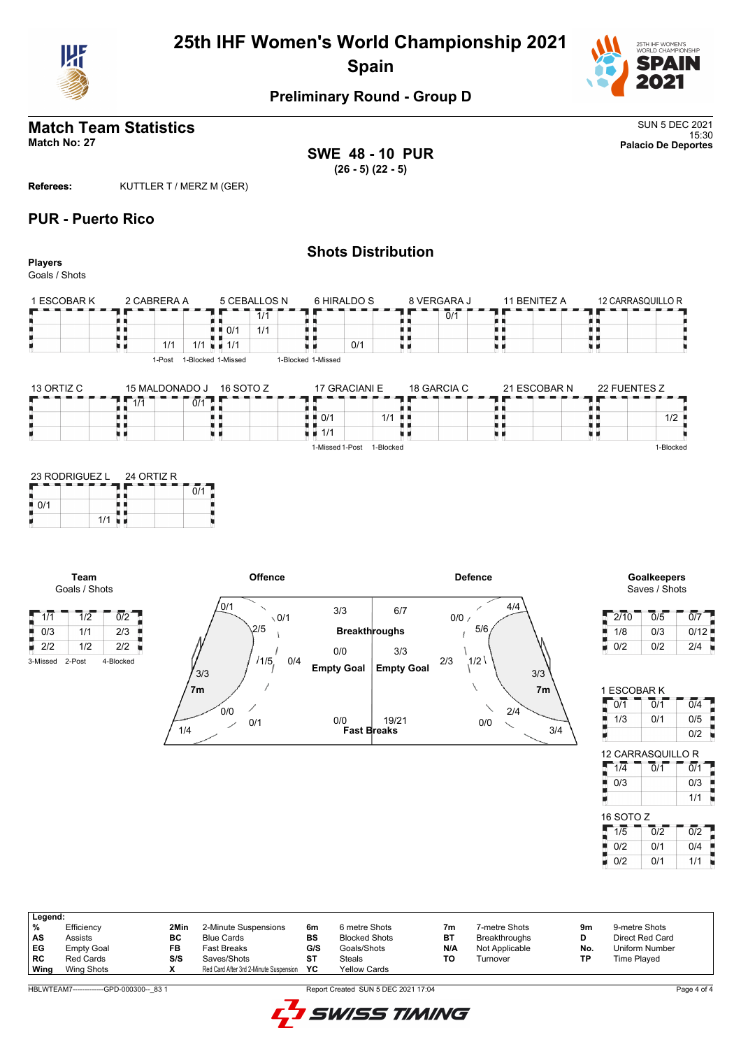# 25th IHF Women's World Championship 2021
## Spain

### Preliminary Round - Group D

## Match Team Statistics

**Match No: 27**

SUN 5 DEC 2021
15:30
**Palacio De Deportes**

**SWE 48 - 10 PUR**
**(26 - 5) (22 - 5)**

**Referees:** KUTTLER T / MERZ M (GER)

## PUR - Puerto Rico

### Shots Distribution

**Players**
Goals / Shots

1 ESCOBAR K

2 CABRERA A
1/1 1/1
1-Post 1-Blocked

5 CEBALLOS N
1/1
0/1 1/1
1/1
1-Missed

6 HIRALDO S
0/1
1-Blocked 1-Missed

8 VERGARA J
0/1

11 BENITEZ A

12 CARRASQUILLO R

13 ORTIZ C

15 MALDONADO J
1/1 0/1

16 SOTO Z

17 GRACIANI E
0/1 1/1
1/1
1-Missed 1-Post 1-Blocked

18 GARCIA C

21 ESCOBAR N

22 FUENTES Z
1/2
1-Blocked

23 RODRIGUEZ L
0/1
1/1

24 ORTIZ R
0/1

**Team**
Goals / Shots

| | | |
|---|---|---|
| 1/1 | 1/2 | 0/2 |
| 0/3 | 1/1 | 2/3 |
| 2/2 | 1/2 | 2/2 |

3-Missed 2-Post 4-Blocked

**Offence**

0/1
0/1
2/5
1/5
0/4
3/3
7m
0/0
0/1
1/4

3/3 6/7
**Breakthroughs**
0/0 3/3
**Empty Goal** **Empty Goal**
0/0 19/21
**Fast Breaks**

**Defence**

0/0
4/4
5/6
2/3
1/2
3/3
7m
2/4
0/0
3/4

**Goalkeepers**
Saves / Shots

| | | |
|---|---|---|
| 2/10 | 0/5 | 0/7 |
| 1/8 | 0/3 | 0/12 |
| 0/2 | 0/2 | 2/4 |

1 ESCOBAR K

| | | |
|---|---|---|
| 0/1 | 0/1 | 0/4 |
| 1/3 | 0/1 | 0/5 |
| | | 0/2 |

12 CARRASQUILLO R

| | | |
|---|---|---|
| 1/4 | 0/1 | 0/1 |
| 0/3 | | 0/3 |
| | | 1/1 |

16 SOTO Z

| | | |
|---|---|---|
| 1/5 | 0/2 | 0/2 |
| 0/2 | 0/1 | 0/4 |
| 0/2 | 0/1 | 1/1 |

**Legend:**

| | | | | | | | | | |
|---|---|---|---|---|---|---|---|---|---|
| % | Efficiency | 2Min | 2-Minute Suspensions | 6m | 6 metre Shots | 7m | 7-metre Shots | 9m | 9-metre Shots |
| AS | Assists | BC | Blue Cards | BS | Blocked Shots | BT | Breakthroughs | D | Direct Red Card |
| EG | Empty Goal | FB | Fast Breaks | G/S | Goals/Shots | N/A | Not Applicable | No. | Uniform Number |
| RC | Red Cards | S/S | Saves/Shots | ST | Steals | TO | Turnover | TP | Time Played |
| Wing | Wing Shots | X | Red Card After 3rd 2-Minute Suspension | YC | Yellow Cards | | | | |

HBLWTEAM7-------------GPD-000300--_83 1 Report Created SUN 5 DEC 2021 17:04